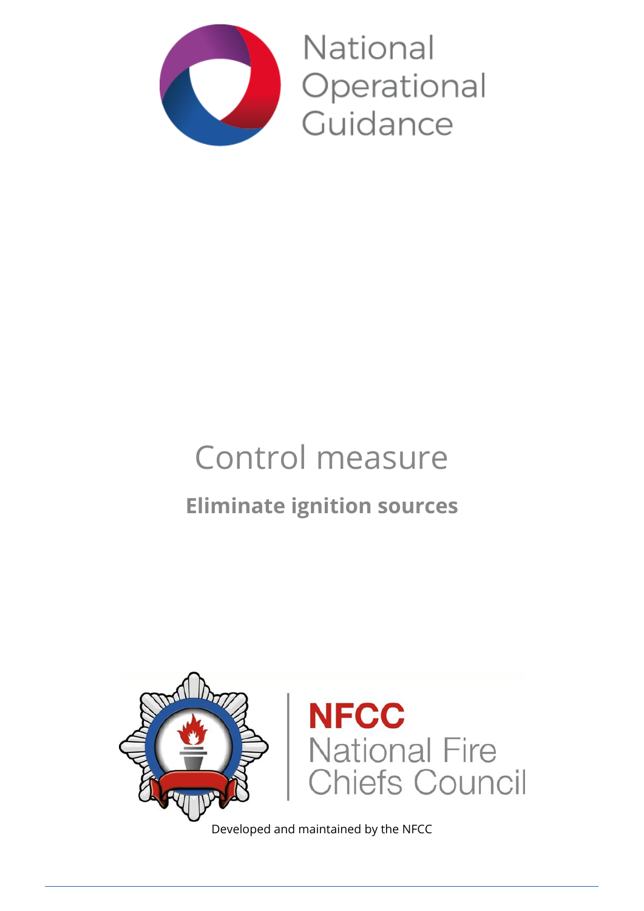National Operational Guidance

# Control measure

## Eliminate ignition sources

NFCC National Fire Chiefs Council

Developed and maintained by the NFCC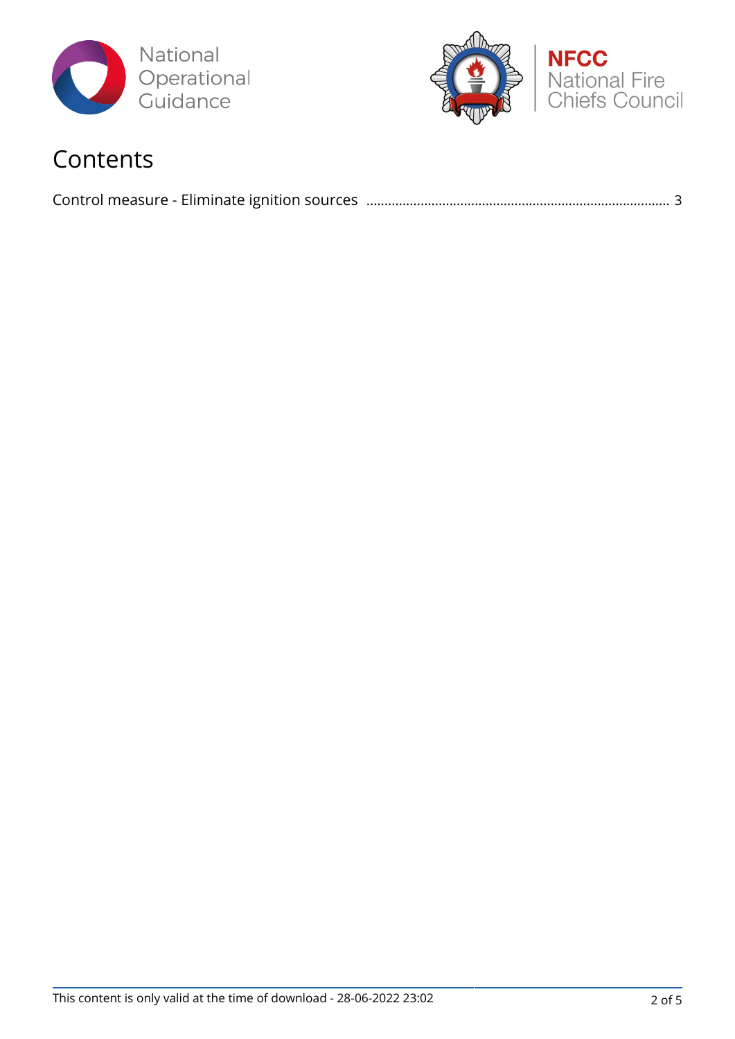# Contents

Control measure - Eliminate ignition sources ..................................................................................... 3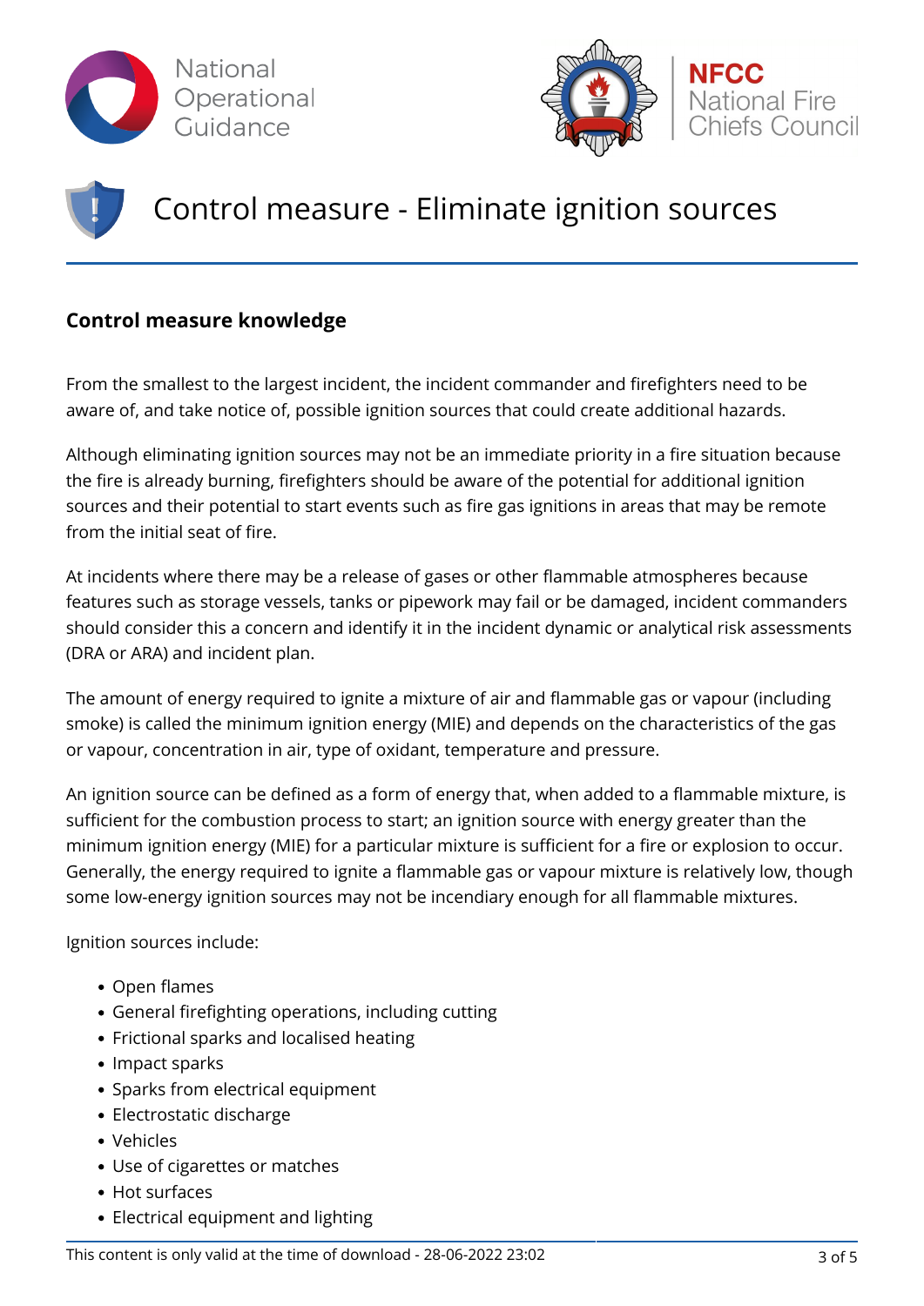# Control measure - Eliminate ignition sources

## Control measure knowledge

From the smallest to the largest incident, the incident commander and firefighters need to be aware of, and take notice of, possible ignition sources that could create additional hazards.

Although eliminating ignition sources may not be an immediate priority in a fire situation because the fire is already burning, firefighters should be aware of the potential for additional ignition sources and their potential to start events such as fire gas ignitions in areas that may be remote from the initial seat of fire.

At incidents where there may be a release of gases or other flammable atmospheres because features such as storage vessels, tanks or pipework may fail or be damaged, incident commanders should consider this a concern and identify it in the incident dynamic or analytical risk assessments (DRA or ARA) and incident plan.

The amount of energy required to ignite a mixture of air and flammable gas or vapour (including smoke) is called the minimum ignition energy (MIE) and depends on the characteristics of the gas or vapour, concentration in air, type of oxidant, temperature and pressure.

An ignition source can be defined as a form of energy that, when added to a flammable mixture, is sufficient for the combustion process to start; an ignition source with energy greater than the minimum ignition energy (MIE) for a particular mixture is sufficient for a fire or explosion to occur. Generally, the energy required to ignite a flammable gas or vapour mixture is relatively low, though some low-energy ignition sources may not be incendiary enough for all flammable mixtures.

Ignition sources include:

- Open flames
- General firefighting operations, including cutting
- Frictional sparks and localised heating
- Impact sparks
- Sparks from electrical equipment
- Electrostatic discharge
- Vehicles
- Use of cigarettes or matches
- Hot surfaces
- Electrical equipment and lighting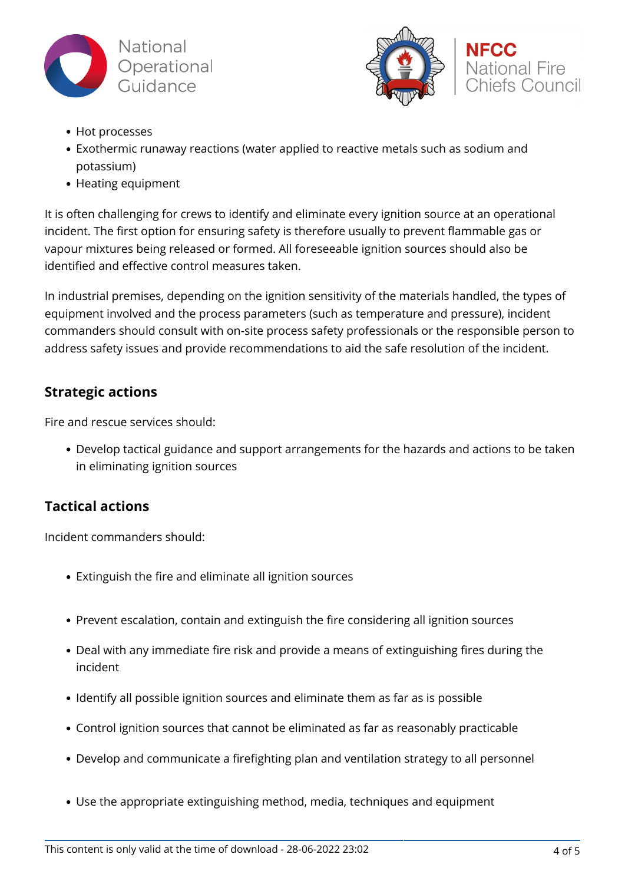- Hot processes
- Exothermic runaway reactions (water applied to reactive metals such as sodium and potassium)
- Heating equipment

It is often challenging for crews to identify and eliminate every ignition source at an operational incident. The first option for ensuring safety is therefore usually to prevent flammable gas or vapour mixtures being released or formed. All foreseeable ignition sources should also be identified and effective control measures taken.

In industrial premises, depending on the ignition sensitivity of the materials handled, the types of equipment involved and the process parameters (such as temperature and pressure), incident commanders should consult with on-site process safety professionals or the responsible person to address safety issues and provide recommendations to aid the safe resolution of the incident.

## Strategic actions

Fire and rescue services should:

- Develop tactical guidance and support arrangements for the hazards and actions to be taken in eliminating ignition sources

## Tactical actions

Incident commanders should:

- Extinguish the fire and eliminate all ignition sources
- Prevent escalation, contain and extinguish the fire considering all ignition sources
- Deal with any immediate fire risk and provide a means of extinguishing fires during the incident
- Identify all possible ignition sources and eliminate them as far as is possible
- Control ignition sources that cannot be eliminated as far as reasonably practicable
- Develop and communicate a firefighting plan and ventilation strategy to all personnel
- Use the appropriate extinguishing method, media, techniques and equipment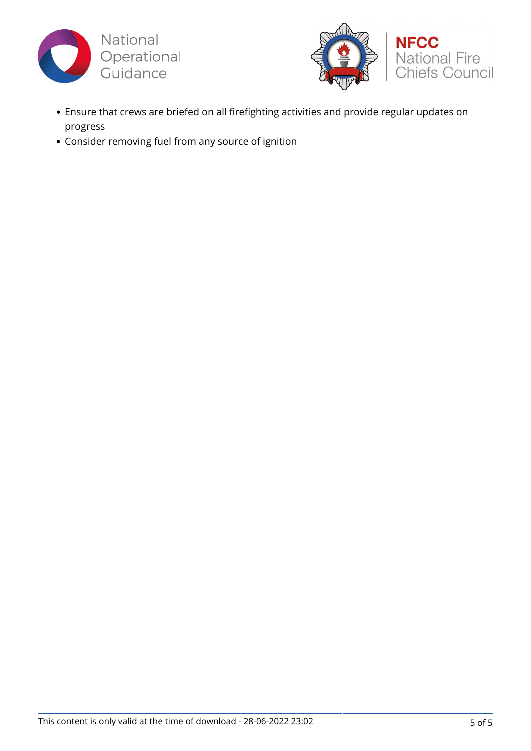- Ensure that crews are briefed on all firefighting activities and provide regular updates on progress
- Consider removing fuel from any source of ignition